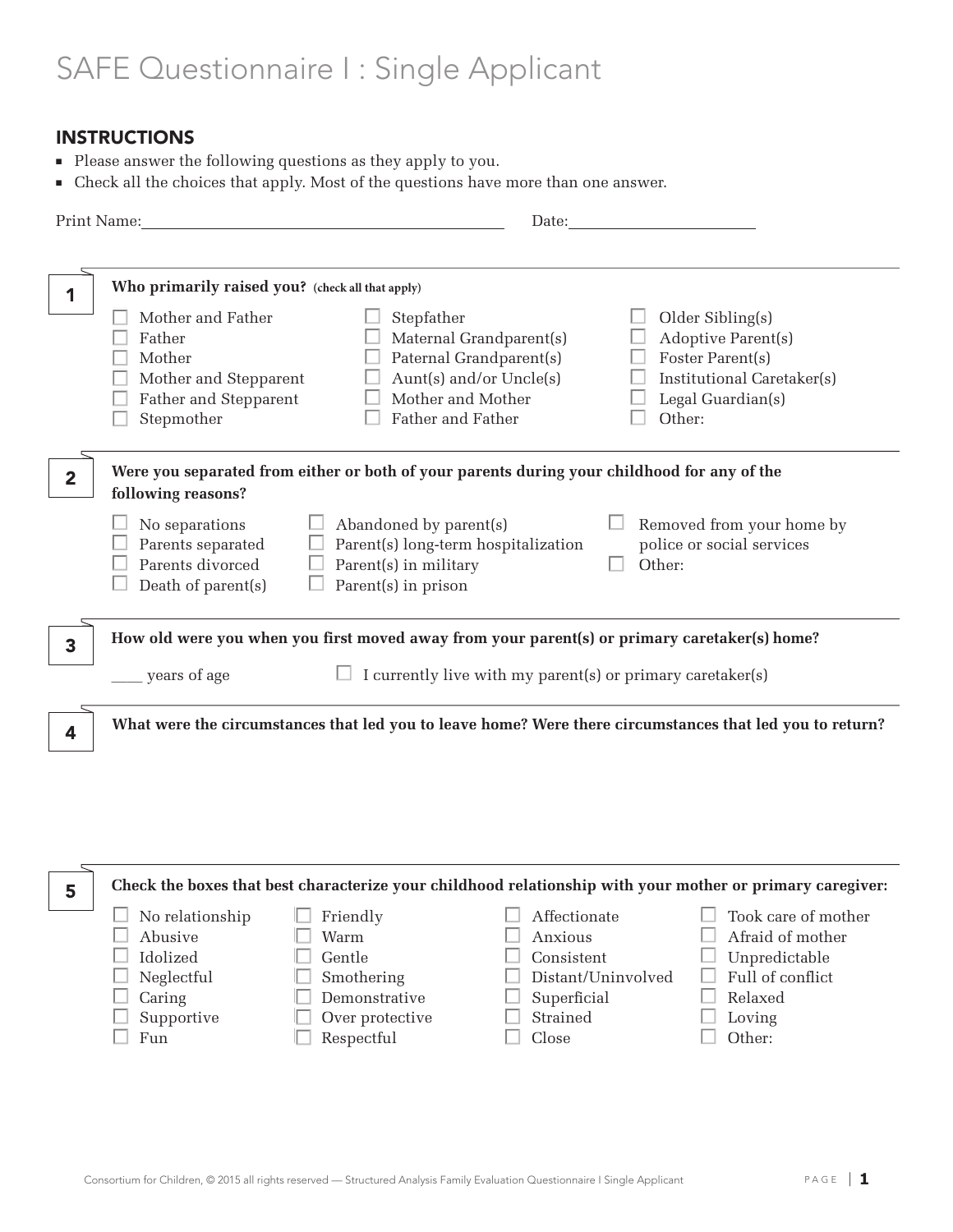# SAFE Questionnaire I : Single Applicant

## INSTRUCTIONS

- Please answer the following questions as they apply to you.
- Check all the choices that apply. Most of the questions have more than one answer.

Print Name:\_\_\_\_\_\_\_\_\_\_\_\_\_\_\_\_\_\_\_\_\_\_\_\_\_\_\_\_\_\_\_\_\_\_\_\_\_\_\_\_ Date:\_\_\_\_\_\_\_\_\_\_\_\_\_\_\_\_\_\_\_\_

**1** **Who primarily raised you?** **(check all that apply)**

- ☐ Mother and Father
- ☐ Father
- ☐ Mother
- ☐ Mother and Stepparent
- ☐ Father and Stepparent
- ☐ Stepmother
- ☐ Stepfather
- ☐ Maternal Grandparent(s)
- ☐ Paternal Grandparent(s)
- ☐ Aunt(s) and/or Uncle(s)
- ☐ Mother and Mother
- ☐ Father and Father
- ☐ Older Sibling(s)
- ☐ Adoptive Parent(s)
- ☐ Foster Parent(s)
- ☐ Institutional Caretaker(s)
- ☐ Legal Guardian(s)
- ☐ Other:

**2** **Were you separated from either or both of your parents during your childhood for any of the following reasons?**

- ☐ No separations
- ☐ Parents separated
- ☐ Parents divorced
- ☐ Death of parent(s)
- ☐ Abandoned by parent(s)
- ☐ Parent(s) long-term hospitalization
- ☐ Parent(s) in military
- ☐ Parent(s) in prison
- ☐ Removed from your home by police or social services
- ☐ Other:

**3** **How old were you when you first moved away from your parent(s) or primary caretaker(s) home?**

\_\_\_\_ years of age ☐ I currently live with my parent(s) or primary caretaker(s)

**4** **What were the circumstances that led you to leave home? Were there circumstances that led you to return?**

**5** **Check the boxes that best characterize your childhood relationship with your mother or primary caregiver:**

- ☐ No relationship
- ☐ Abusive
- ☐ Idolized
- ☐ Neglectful
- ☐ Caring
- ☐ Supportive
- ☐ Fun
- ☐ Friendly
- ☐ Warm
- ☐ Gentle
- ☐ Smothering
- ☐ Demonstrative
- ☐ Over protective
- ☐ Respectful
- ☐ Affectionate
- ☐ Anxious
- ☐ Consistent
- ☐ Distant/Uninvolved
- ☐ Superficial
- ☐ Strained
- ☐ Close
- ☐ Took care of mother
- ☐ Afraid of mother
- ☐ Unpredictable
- ☐ Full of conflict
- ☐ Relaxed
- ☐ Loving
- ☐ Other: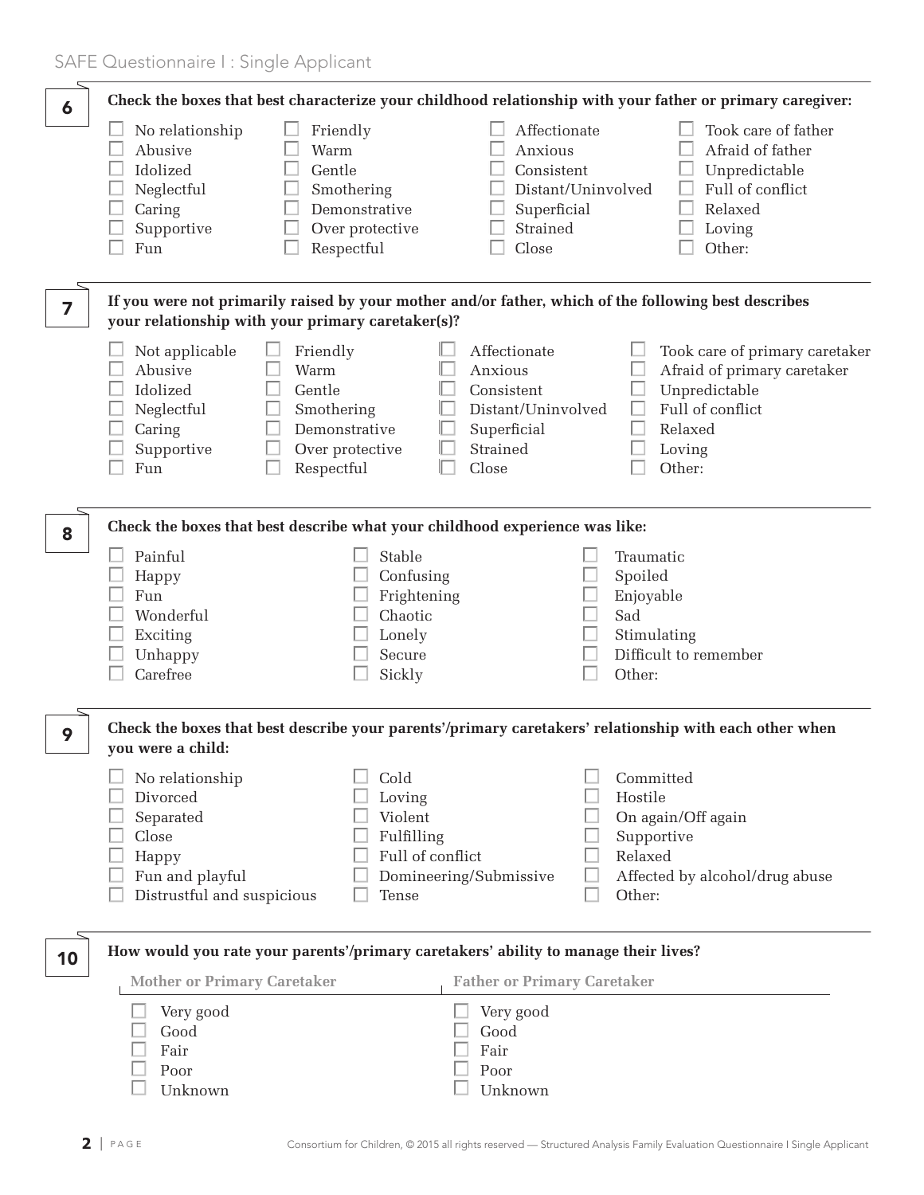**6** **Check the boxes that best characterize your childhood relationship with your father or primary caregiver:**

- ☐ No relationship
- ☐ Abusive
- ☐ Idolized
- ☐ Neglectful
- ☐ Caring
- ☐ Supportive
- ☐ Fun
- ☐ Friendly
- ☐ Warm
- ☐ Gentle
- ☐ Smothering
- ☐ Demonstrative
- ☐ Over protective
- ☐ Respectful
- ☐ Affectionate
- ☐ Anxious
- ☐ Consistent
- ☐ Distant/Uninvolved
- ☐ Superficial
- ☐ Strained
- ☐ Close
- ☐ Took care of father
- ☐ Afraid of father
- ☐ Unpredictable
- ☐ Full of conflict
- ☐ Relaxed
- ☐ Loving
- ☐ Other:

**7** **If you were not primarily raised by your mother and/or father, which of the following best describes your relationship with your primary caretaker(s)?**

- ☐ Not applicable
- ☐ Abusive
- ☐ Idolized
- ☐ Neglectful
- ☐ Caring
- ☐ Supportive
- ☐ Fun
- ☐ Friendly
- ☐ Warm
- ☐ Gentle
- ☐ Smothering
- ☐ Demonstrative
- ☐ Over protective
- ☐ Respectful
- ☐ Affectionate
- ☐ Anxious
- ☐ Consistent
- ☐ Distant/Uninvolved
- ☐ Superficial
- ☐ Strained
- ☐ Close
- ☐ Took care of primary caretaker
- ☐ Afraid of primary caretaker
- ☐ Unpredictable
- ☐ Full of conflict
- ☐ Relaxed
- ☐ Loving
- ☐ Other:

**8** **Check the boxes that best describe what your childhood experience was like:**

- ☐ Painful
- ☐ Happy
- ☐ Fun
- ☐ Wonderful
- ☐ Exciting
- ☐ Unhappy
- ☐ Carefree
- ☐ Stable
- ☐ Confusing
- ☐ Frightening
- ☐ Chaotic
- ☐ Lonely
- ☐ Secure
- ☐ Sickly
- ☐ Traumatic
- ☐ Spoiled
- ☐ Enjoyable
- ☐ Sad
- ☐ Stimulating
- ☐ Difficult to remember
- ☐ Other:

**9** **Check the boxes that best describe your parents'/primary caretakers' relationship with each other when you were a child:**

- ☐ No relationship
- ☐ Divorced
- ☐ Separated
- ☐ Close
- ☐ Happy
- ☐ Fun and playful
- ☐ Distrustful and suspicious
- ☐ Cold
- ☐ Loving
- ☐ Violent
- ☐ Fulfilling
- ☐ Full of conflict
- ☐ Domineering/Submissive
- ☐ Tense
- ☐ Committed
- ☐ Hostile
- ☐ On again/Off again
- ☐ Supportive
- ☐ Relaxed
- ☐ Affected by alcohol/drug abuse
- ☐ Other:

**10** **How would you rate your parents'/primary caretakers' ability to manage their lives?**

| Mother or Primary Caretaker | Father or Primary Caretaker |
|---|---|
| ☐ Very good | ☐ Very good |
| ☐ Good | ☐ Good |
| ☐ Fair | ☐ Fair |
| ☐ Poor | ☐ Poor |
| ☐ Unknown | ☐ Unknown |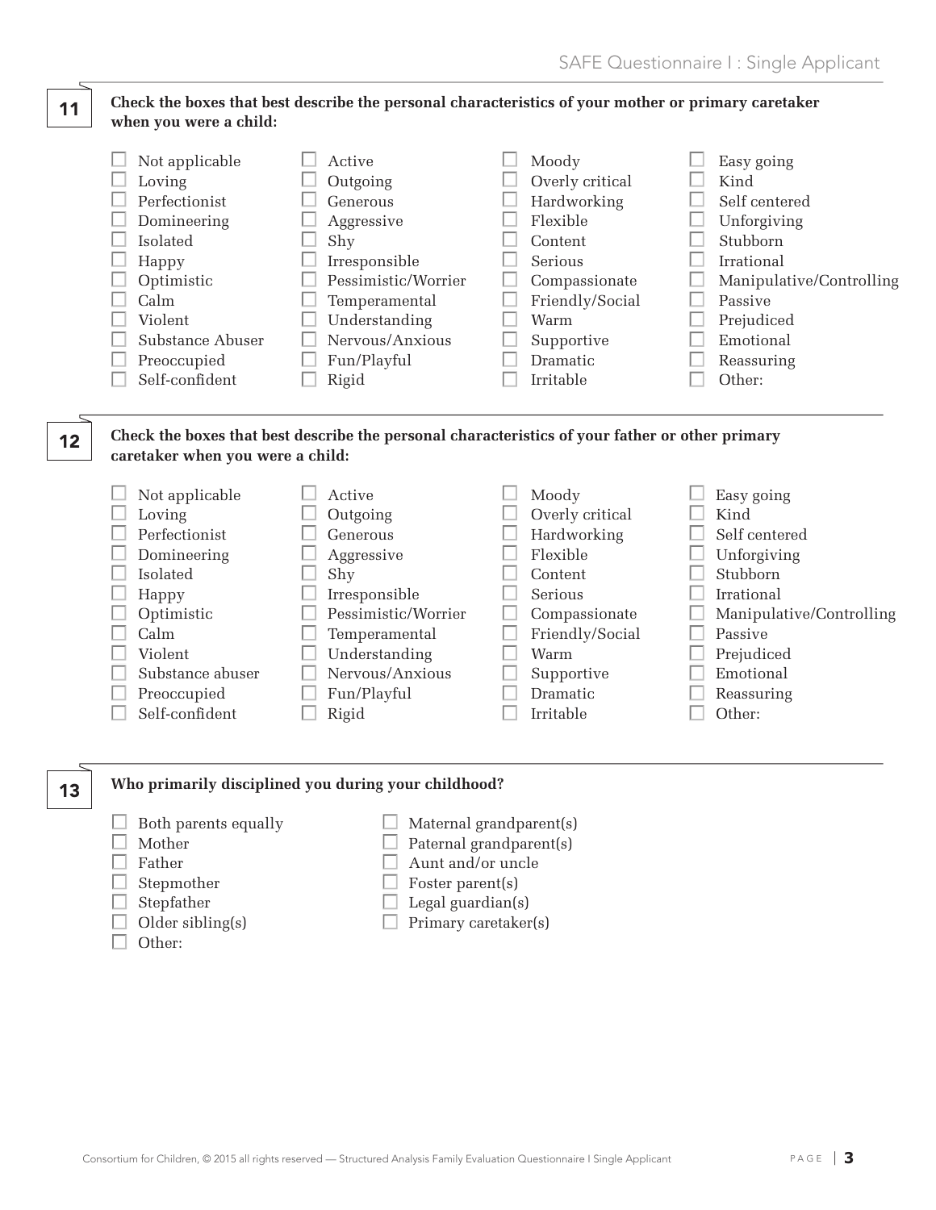**11** **Check the boxes that best describe the personal characteristics of your mother or primary caretaker when you were a child:**

- ☐ Not applicable
- ☐ Loving
- ☐ Perfectionist
- ☐ Domineering
- ☐ Isolated
- ☐ Happy
- ☐ Optimistic
- ☐ Calm
- ☐ Violent
- ☐ Substance Abuser
- ☐ Preoccupied
- ☐ Self-confident
- ☐ Active
- ☐ Outgoing
- ☐ Generous
- ☐ Aggressive
- ☐ Shy
- ☐ Irresponsible
- ☐ Pessimistic/Worrier
- ☐ Temperamental
- ☐ Understanding
- ☐ Nervous/Anxious
- ☐ Fun/Playful
- ☐ Rigid
- ☐ Moody
- ☐ Overly critical
- ☐ Hardworking
- ☐ Flexible
- ☐ Content
- ☐ Serious
- ☐ Compassionate
- ☐ Friendly/Social
- ☐ Warm
- ☐ Supportive
- ☐ Dramatic
- ☐ Irritable
- ☐ Easy going
- ☐ Kind
- ☐ Self centered
- ☐ Unforgiving
- ☐ Stubborn
- ☐ Irrational
- ☐ Manipulative/Controlling
- ☐ Passive
- ☐ Prejudiced
- ☐ Emotional
- ☐ Reassuring
- ☐ Other:

**12** **Check the boxes that best describe the personal characteristics of your father or other primary caretaker when you were a child:**

- ☐ Not applicable
- ☐ Loving
- ☐ Perfectionist
- ☐ Domineering
- ☐ Isolated
- ☐ Happy
- ☐ Optimistic
- ☐ Calm
- ☐ Violent
- ☐ Substance abuser
- ☐ Preoccupied
- ☐ Self-confident
- ☐ Active
- ☐ Outgoing
- ☐ Generous
- ☐ Aggressive
- ☐ Shy
- ☐ Irresponsible
- ☐ Pessimistic/Worrier
- ☐ Temperamental
- ☐ Understanding
- ☐ Nervous/Anxious
- ☐ Fun/Playful
- ☐ Rigid
- ☐ Moody
- ☐ Overly critical
- ☐ Hardworking
- ☐ Flexible
- ☐ Content
- ☐ Serious
- ☐ Compassionate
- ☐ Friendly/Social
- ☐ Warm
- ☐ Supportive
- ☐ Dramatic
- ☐ Irritable
- ☐ Easy going
- ☐ Kind
- ☐ Self centered
- ☐ Unforgiving
- ☐ Stubborn
- ☐ Irrational
- ☐ Manipulative/Controlling
- ☐ Passive
- ☐ Prejudiced
- ☐ Emotional
- ☐ Reassuring
- ☐ Other:

**13** **Who primarily disciplined you during your childhood?**

- ☐ Both parents equally
- ☐ Mother
- ☐ Father
- ☐ Stepmother
- ☐ Stepfather
- ☐ Older sibling(s)
- ☐ Other:
- ☐ Maternal grandparent(s)
- ☐ Paternal grandparent(s)
- ☐ Aunt and/or uncle
- ☐ Foster parent(s)
- ☐ Legal guardian(s)
- ☐ Primary caretaker(s)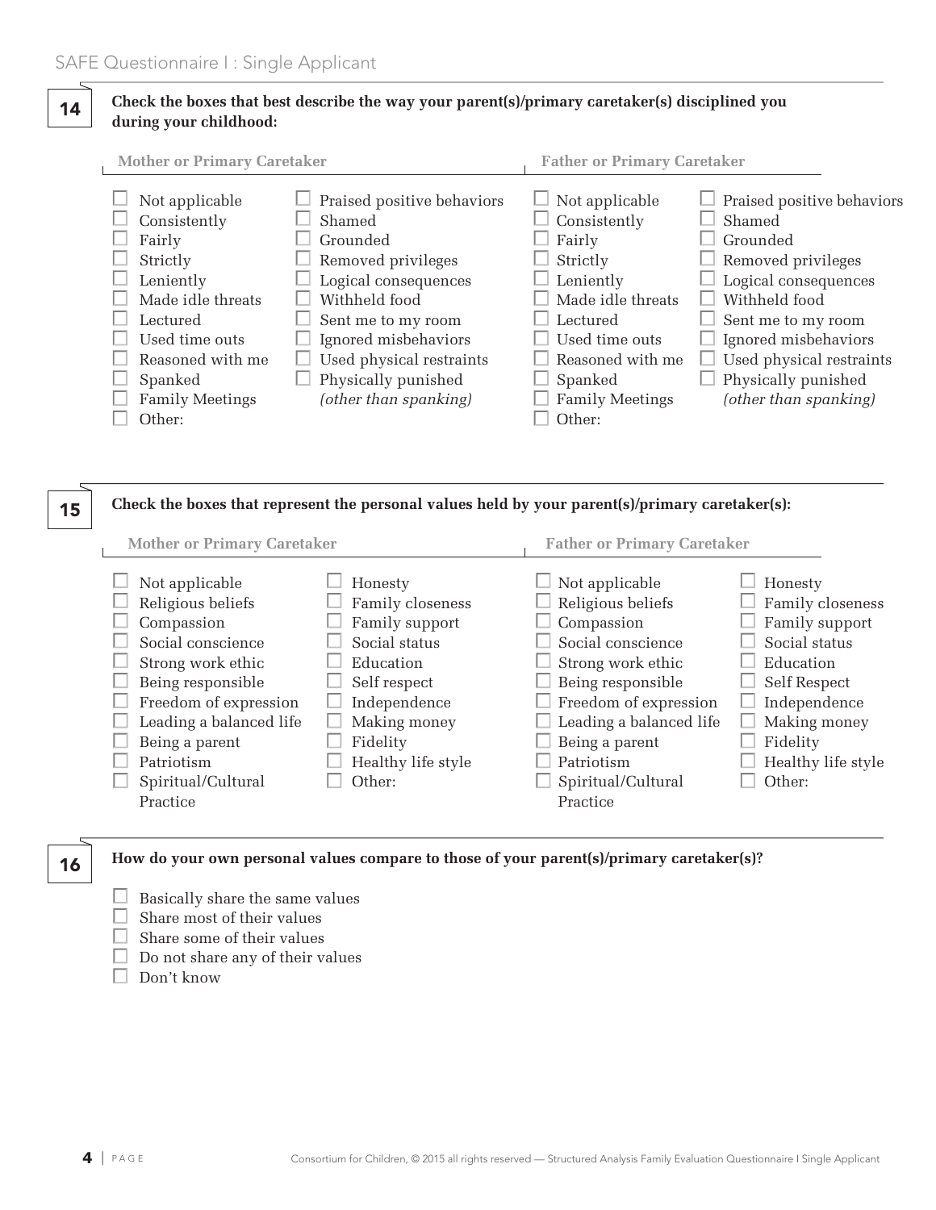**14** **Check the boxes that best describe the way your parent(s)/primary caretaker(s) disciplined you during your childhood:**

**Mother or Primary Caretaker**

- ☐ Not applicable
- ☐ Consistently
- ☐ Fairly
- ☐ Strictly
- ☐ Leniently
- ☐ Made idle threats
- ☐ Lectured
- ☐ Used time outs
- ☐ Reasoned with me
- ☐ Spanked
- ☐ Family Meetings
- ☐ Other:
- ☐ Praised positive behaviors
- ☐ Shamed
- ☐ Grounded
- ☐ Removed privileges
- ☐ Logical consequences
- ☐ Withheld food
- ☐ Sent me to my room
- ☐ Ignored misbehaviors
- ☐ Used physical restraints
- ☐ Physically punished *(other than spanking)*

**Father or Primary Caretaker**

- ☐ Not applicable
- ☐ Consistently
- ☐ Fairly
- ☐ Strictly
- ☐ Leniently
- ☐ Made idle threats
- ☐ Lectured
- ☐ Used time outs
- ☐ Reasoned with me
- ☐ Spanked
- ☐ Family Meetings
- ☐ Other:
- ☐ Praised positive behaviors
- ☐ Shamed
- ☐ Grounded
- ☐ Removed privileges
- ☐ Logical consequences
- ☐ Withheld food
- ☐ Sent me to my room
- ☐ Ignored misbehaviors
- ☐ Used physical restraints
- ☐ Physically punished *(other than spanking)*

**15** **Check the boxes that represent the personal values held by your parent(s)/primary caretaker(s):**

**Mother or Primary Caretaker**

- ☐ Not applicable
- ☐ Religious beliefs
- ☐ Compassion
- ☐ Social conscience
- ☐ Strong work ethic
- ☐ Being responsible
- ☐ Freedom of expression
- ☐ Leading a balanced life
- ☐ Being a parent
- ☐ Patriotism
- ☐ Spiritual/Cultural Practice
- ☐ Honesty
- ☐ Family closeness
- ☐ Family support
- ☐ Social status
- ☐ Education
- ☐ Self respect
- ☐ Independence
- ☐ Making money
- ☐ Fidelity
- ☐ Healthy life style
- ☐ Other:

**Father or Primary Caretaker**

- ☐ Not applicable
- ☐ Religious beliefs
- ☐ Compassion
- ☐ Social conscience
- ☐ Strong work ethic
- ☐ Being responsible
- ☐ Freedom of expression
- ☐ Leading a balanced life
- ☐ Being a parent
- ☐ Patriotism
- ☐ Spiritual/Cultural Practice
- ☐ Honesty
- ☐ Family closeness
- ☐ Family support
- ☐ Social status
- ☐ Education
- ☐ Self Respect
- ☐ Independence
- ☐ Making money
- ☐ Fidelity
- ☐ Healthy life style
- ☐ Other:

**16** **How do your own personal values compare to those of your parent(s)/primary caretaker(s)?**

- ☐ Basically share the same values
- ☐ Share most of their values
- ☐ Share some of their values
- ☐ Do not share any of their values
- ☐ Don't know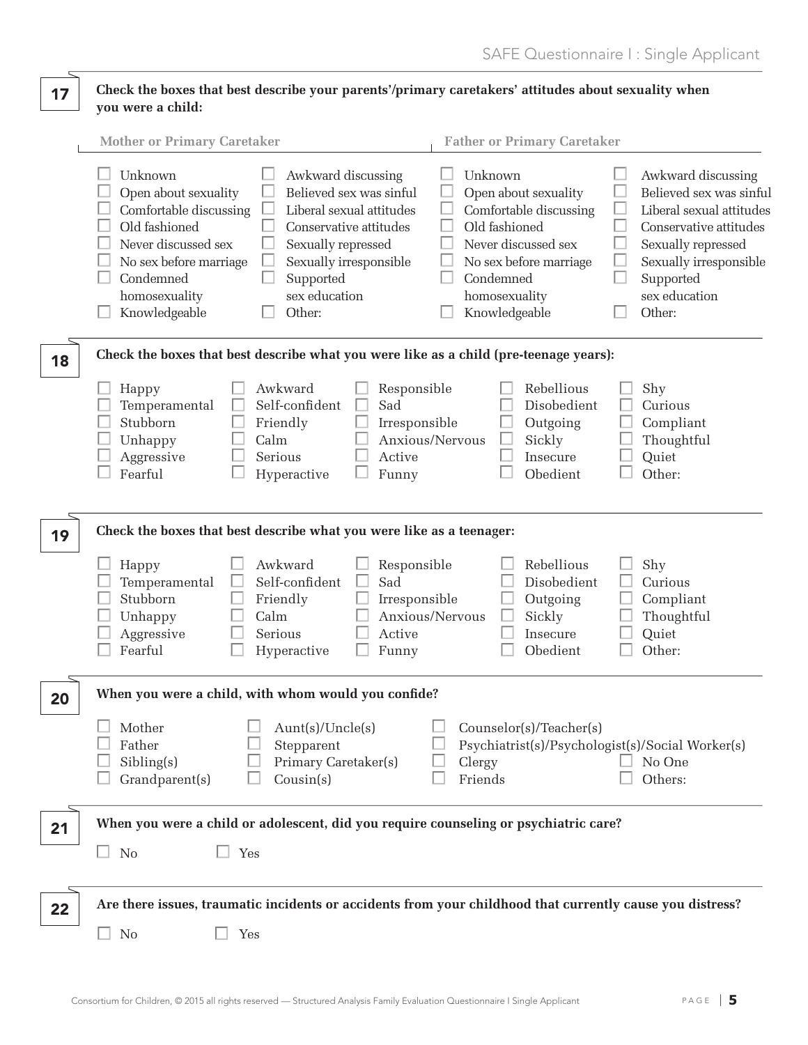**17** **Check the boxes that best describe your parents'/primary caretakers' attitudes about sexuality when you were a child:**

**Mother or Primary Caretaker**

- ☐ Unknown
- ☐ Open about sexuality
- ☐ Comfortable discussing
- ☐ Old fashioned
- ☐ Never discussed sex
- ☐ No sex before marriage
- ☐ Condemned homosexuality
- ☐ Knowledgeable
- ☐ Awkward discussing
- ☐ Believed sex was sinful
- ☐ Liberal sexual attitudes
- ☐ Conservative attitudes
- ☐ Sexually repressed
- ☐ Sexually irresponsible
- ☐ Supported sex education
- ☐ Other:

**Father or Primary Caretaker**

- ☐ Unknown
- ☐ Open about sexuality
- ☐ Comfortable discussing
- ☐ Old fashioned
- ☐ Never discussed sex
- ☐ No sex before marriage
- ☐ Condemned homosexuality
- ☐ Knowledgeable
- ☐ Awkward discussing
- ☐ Believed sex was sinful
- ☐ Liberal sexual attitudes
- ☐ Conservative attitudes
- ☐ Sexually repressed
- ☐ Sexually irresponsible
- ☐ Supported sex education
- ☐ Other:

**18** **Check the boxes that best describe what you were like as a child (pre-teenage years):**

- ☐ Happy
- ☐ Temperamental
- ☐ Stubborn
- ☐ Unhappy
- ☐ Aggressive
- ☐ Fearful
- ☐ Awkward
- ☐ Self-confident
- ☐ Friendly
- ☐ Calm
- ☐ Serious
- ☐ Hyperactive
- ☐ Responsible
- ☐ Sad
- ☐ Irresponsible
- ☐ Anxious/Nervous
- ☐ Active
- ☐ Funny
- ☐ Rebellious
- ☐ Disobedient
- ☐ Outgoing
- ☐ Sickly
- ☐ Insecure
- ☐ Obedient
- ☐ Shy
- ☐ Curious
- ☐ Compliant
- ☐ Thoughtful
- ☐ Quiet
- ☐ Other:

**19** **Check the boxes that best describe what you were like as a teenager:**

- ☐ Happy
- ☐ Temperamental
- ☐ Stubborn
- ☐ Unhappy
- ☐ Aggressive
- ☐ Fearful
- ☐ Awkward
- ☐ Self-confident
- ☐ Friendly
- ☐ Calm
- ☐ Serious
- ☐ Hyperactive
- ☐ Responsible
- ☐ Sad
- ☐ Irresponsible
- ☐ Anxious/Nervous
- ☐ Active
- ☐ Funny
- ☐ Rebellious
- ☐ Disobedient
- ☐ Outgoing
- ☐ Sickly
- ☐ Insecure
- ☐ Obedient
- ☐ Shy
- ☐ Curious
- ☐ Compliant
- ☐ Thoughtful
- ☐ Quiet
- ☐ Other:

**20** **When you were a child, with whom would you confide?**

- ☐ Mother
- ☐ Father
- ☐ Sibling(s)
- ☐ Grandparent(s)
- ☐ Aunt(s)/Uncle(s)
- ☐ Stepparent
- ☐ Primary Caretaker(s)
- ☐ Cousin(s)
- ☐ Counselor(s)/Teacher(s)
- ☐ Psychiatrist(s)/Psychologist(s)/Social Worker(s)
- ☐ Clergy
- ☐ Friends
- ☐ No One
- ☐ Others:

**21** **When you were a child or adolescent, did you require counseling or psychiatric care?**

☐ No ☐ Yes

**22** **Are there issues, traumatic incidents or accidents from your childhood that currently cause you distress?**

☐ No ☐ Yes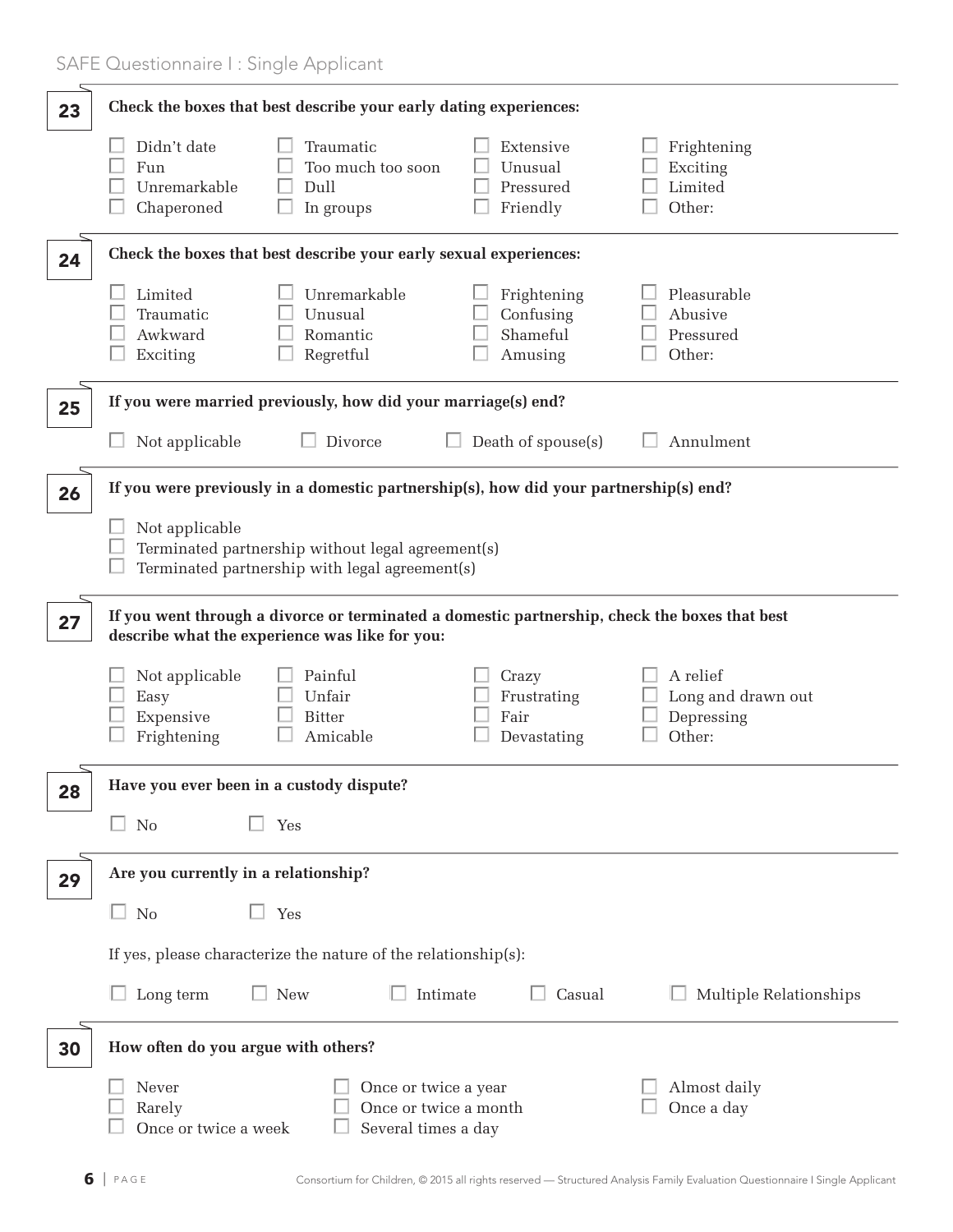**23** **Check the boxes that best describe your early dating experiences:**

- ☐ Didn't date
- ☐ Fun
- ☐ Unremarkable
- ☐ Chaperoned
- ☐ Traumatic
- ☐ Too much too soon
- ☐ Dull
- ☐ In groups
- ☐ Extensive
- ☐ Unusual
- ☐ Pressured
- ☐ Friendly
- ☐ Frightening
- ☐ Exciting
- ☐ Limited
- ☐ Other:

**24** **Check the boxes that best describe your early sexual experiences:**

- ☐ Limited
- ☐ Traumatic
- ☐ Awkward
- ☐ Exciting
- ☐ Unremarkable
- ☐ Unusual
- ☐ Romantic
- ☐ Regretful
- ☐ Frightening
- ☐ Confusing
- ☐ Shameful
- ☐ Amusing
- ☐ Pleasurable
- ☐ Abusive
- ☐ Pressured
- ☐ Other:

**25** **If you were married previously, how did your marriage(s) end?**

- ☐ Not applicable
- ☐ Divorce
- ☐ Death of spouse(s)
- ☐ Annulment

**26** **If you were previously in a domestic partnership(s), how did your partnership(s) end?**

- ☐ Not applicable
- ☐ Terminated partnership without legal agreement(s)
- ☐ Terminated partnership with legal agreement(s)

**27** **If you went through a divorce or terminated a domestic partnership, check the boxes that best describe what the experience was like for you:**

- ☐ Not applicable
- ☐ Easy
- ☐ Expensive
- ☐ Frightening
- ☐ Painful
- ☐ Unfair
- ☐ Bitter
- ☐ Amicable
- ☐ Crazy
- ☐ Frustrating
- ☐ Fair
- ☐ Devastating
- ☐ A relief
- ☐ Long and drawn out
- ☐ Depressing
- ☐ Other:

**28** **Have you ever been in a custody dispute?**

- ☐ No
- ☐ Yes

**29** **Are you currently in a relationship?**

- ☐ No
- ☐ Yes

If yes, please characterize the nature of the relationship(s):

- ☐ Long term
- ☐ New
- ☐ Intimate
- ☐ Casual
- ☐ Multiple Relationships

**30** **How often do you argue with others?**

- ☐ Never
- ☐ Rarely
- ☐ Once or twice a week
- ☐ Once or twice a year
- ☐ Once or twice a month
- ☐ Several times a day
- ☐ Almost daily
- ☐ Once a day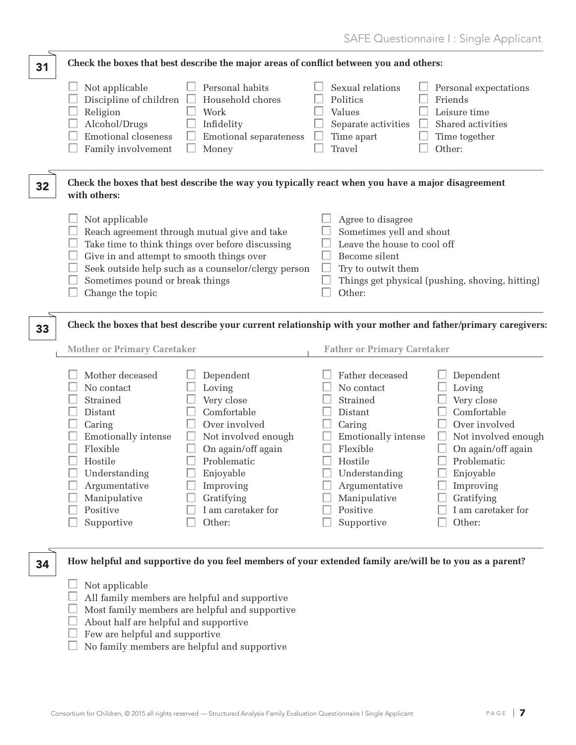**31** **Check the boxes that best describe the major areas of conflict between you and others:**

- ☐ Not applicable
- ☐ Discipline of children
- ☐ Religion
- ☐ Alcohol/Drugs
- ☐ Emotional closeness
- ☐ Family involvement
- ☐ Personal habits
- ☐ Household chores
- ☐ Work
- ☐ Infidelity
- ☐ Emotional separateness
- ☐ Money
- ☐ Sexual relations
- ☐ Politics
- ☐ Values
- ☐ Separate activities
- ☐ Time apart
- ☐ Travel
- ☐ Personal expectations
- ☐ Friends
- ☐ Leisure time
- ☐ Shared activities
- ☐ Time together
- ☐ Other:

**32** **Check the boxes that best describe the way you typically react when you have a major disagreement with others:**

- ☐ Not applicable
- ☐ Reach agreement through mutual give and take
- ☐ Take time to think things over before discussing
- ☐ Give in and attempt to smooth things over
- ☐ Seek outside help such as a counselor/clergy person
- ☐ Sometimes pound or break things
- ☐ Change the topic
- ☐ Agree to disagree
- ☐ Sometimes yell and shout
- ☐ Leave the house to cool off
- ☐ Become silent
- ☐ Try to outwit them
- ☐ Things get physical (pushing, shoving, hitting)
- ☐ Other:

**33** **Check the boxes that best describe your current relationship with your mother and father/primary caregivers:**

**Mother or Primary Caretaker**

- ☐ Mother deceased
- ☐ No contact
- ☐ Strained
- ☐ Distant
- ☐ Caring
- ☐ Emotionally intense
- ☐ Flexible
- ☐ Hostile
- ☐ Understanding
- ☐ Argumentative
- ☐ Manipulative
- ☐ Positive
- ☐ Supportive
- ☐ Dependent
- ☐ Loving
- ☐ Very close
- ☐ Comfortable
- ☐ Over involved
- ☐ Not involved enough
- ☐ On again/off again
- ☐ Problematic
- ☐ Enjoyable
- ☐ Improving
- ☐ Gratifying
- ☐ I am caretaker for
- ☐ Other:

**Father or Primary Caretaker**

- ☐ Father deceased
- ☐ No contact
- ☐ Strained
- ☐ Distant
- ☐ Caring
- ☐ Emotionally intense
- ☐ Flexible
- ☐ Hostile
- ☐ Understanding
- ☐ Argumentative
- ☐ Manipulative
- ☐ Positive
- ☐ Supportive
- ☐ Dependent
- ☐ Loving
- ☐ Very close
- ☐ Comfortable
- ☐ Over involved
- ☐ Not involved enough
- ☐ On again/off again
- ☐ Problematic
- ☐ Enjoyable
- ☐ Improving
- ☐ Gratifying
- ☐ I am caretaker for
- ☐ Other:

**34** **How helpful and supportive do you feel members of your extended family are/will be to you as a parent?**

- ☐ Not applicable
- ☐ All family members are helpful and supportive
- ☐ Most family members are helpful and supportive
- ☐ About half are helpful and supportive
- ☐ Few are helpful and supportive
- ☐ No family members are helpful and supportive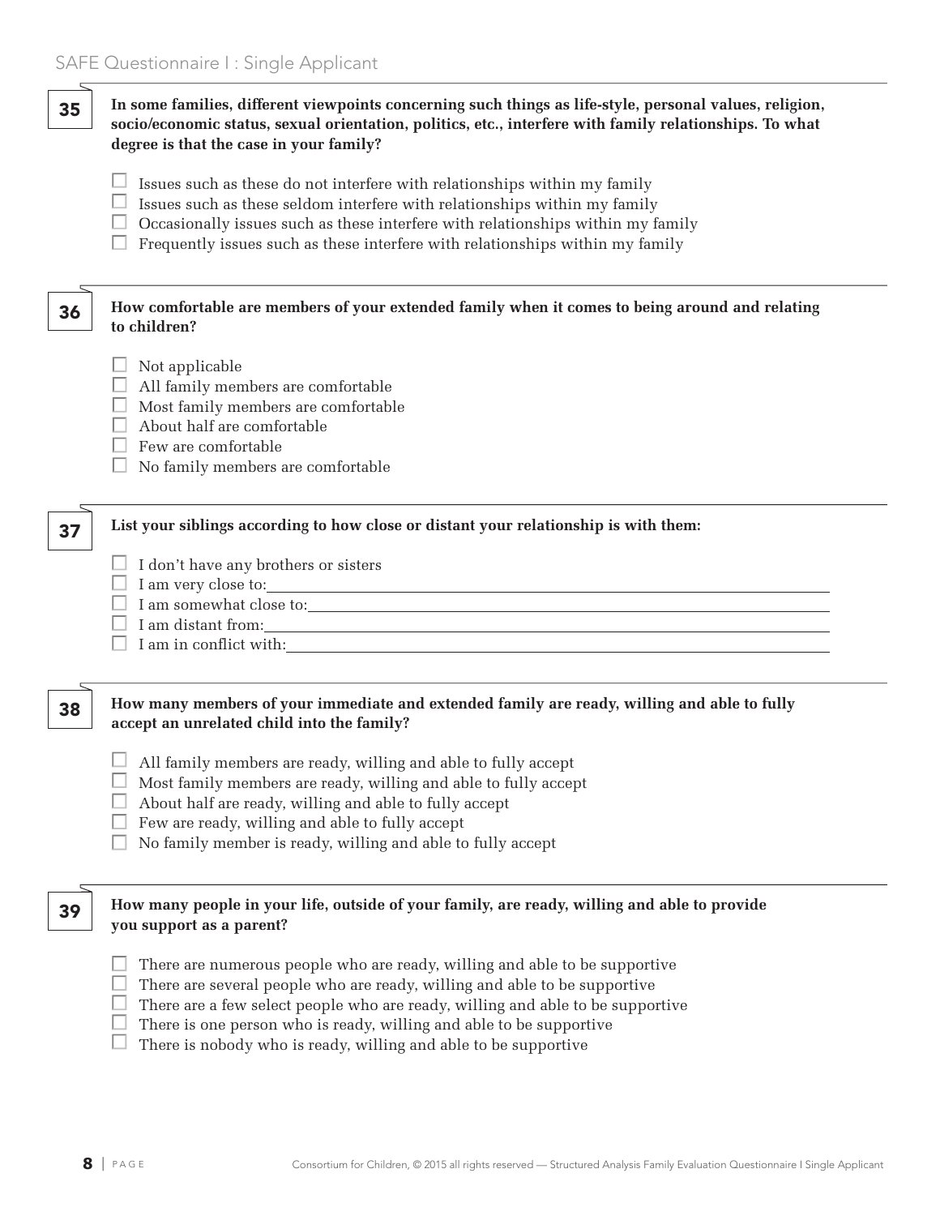**35** **In some families, different viewpoints concerning such things as life-style, personal values, religion, socio/economic status, sexual orientation, politics, etc., interfere with family relationships. To what degree is that the case in your family?**

- ☐ Issues such as these do not interfere with relationships within my family
- ☐ Issues such as these seldom interfere with relationships within my family
- ☐ Occasionally issues such as these interfere with relationships within my family
- ☐ Frequently issues such as these interfere with relationships within my family

**36** **How comfortable are members of your extended family when it comes to being around and relating to children?**

- ☐ Not applicable
- ☐ All family members are comfortable
- ☐ Most family members are comfortable
- ☐ About half are comfortable
- ☐ Few are comfortable
- ☐ No family members are comfortable

**37** **List your siblings according to how close or distant your relationship is with them:**

- ☐ I don't have any brothers or sisters
- ☐ I am very close to: ______________________________
- ☐ I am somewhat close to: ______________________________
- ☐ I am distant from: ______________________________
- ☐ I am in conflict with: ______________________________

**38** **How many members of your immediate and extended family are ready, willing and able to fully accept an unrelated child into the family?**

- ☐ All family members are ready, willing and able to fully accept
- ☐ Most family members are ready, willing and able to fully accept
- ☐ About half are ready, willing and able to fully accept
- ☐ Few are ready, willing and able to fully accept
- ☐ No family member is ready, willing and able to fully accept

**39** **How many people in your life, outside of your family, are ready, willing and able to provide you support as a parent?**

- ☐ There are numerous people who are ready, willing and able to be supportive
- ☐ There are several people who are ready, willing and able to be supportive
- ☐ There are a few select people who are ready, willing and able to be supportive
- ☐ There is one person who is ready, willing and able to be supportive
- ☐ There is nobody who is ready, willing and able to be supportive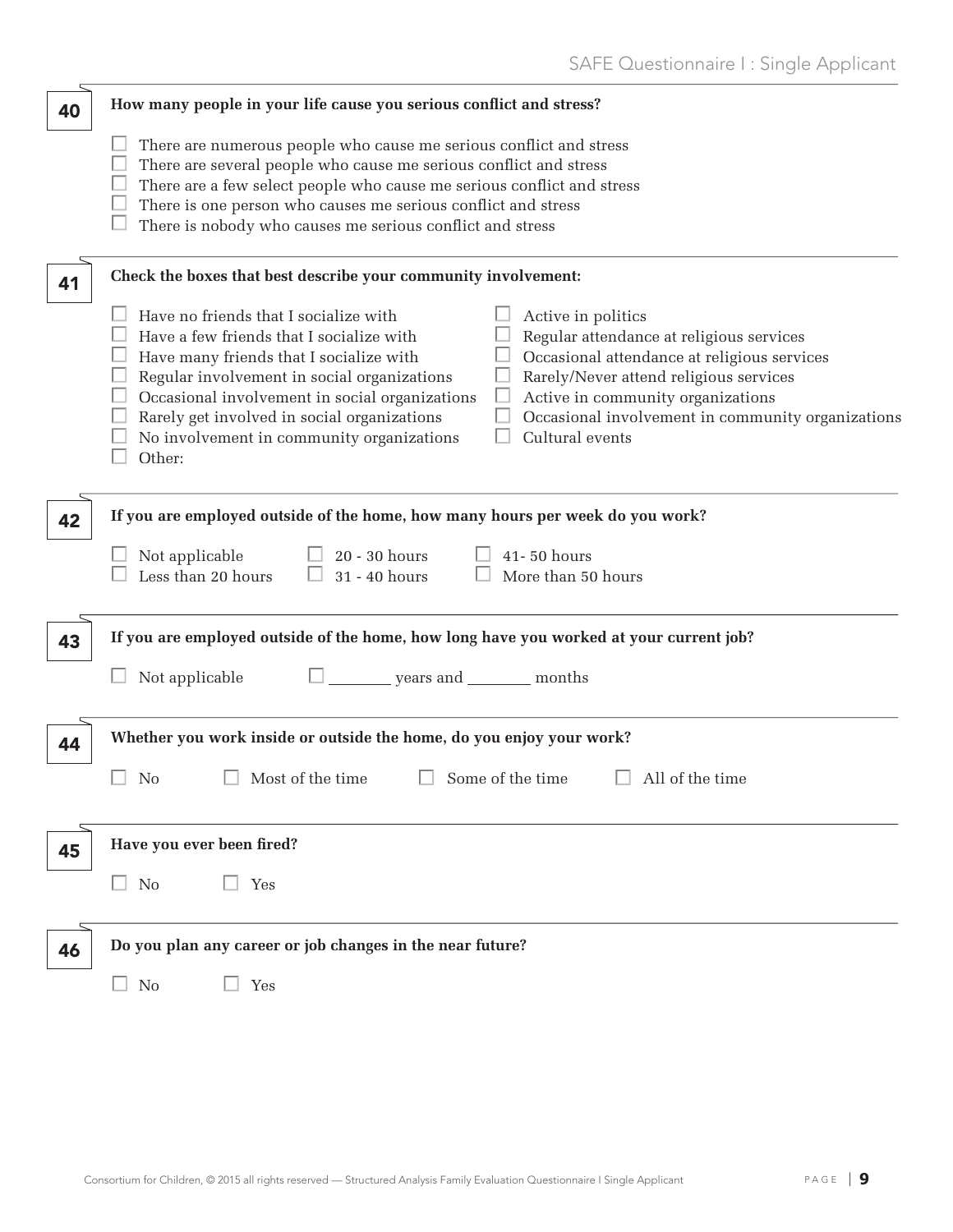**40** **How many people in your life cause you serious conflict and stress?**

- ☐ There are numerous people who cause me serious conflict and stress
- ☐ There are several people who cause me serious conflict and stress
- ☐ There are a few select people who cause me serious conflict and stress
- ☐ There is one person who causes me serious conflict and stress
- ☐ There is nobody who causes me serious conflict and stress

**41** **Check the boxes that best describe your community involvement:**

- ☐ Have no friends that I socialize with
- ☐ Have a few friends that I socialize with
- ☐ Have many friends that I socialize with
- ☐ Regular involvement in social organizations
- ☐ Occasional involvement in social organizations
- ☐ Rarely get involved in social organizations
- ☐ No involvement in community organizations
- ☐ Other:
- ☐ Active in politics
- ☐ Regular attendance at religious services
- ☐ Occasional attendance at religious services
- ☐ Rarely/Never attend religious services
- ☐ Active in community organizations
- ☐ Occasional involvement in community organizations
- ☐ Cultural events

**42** **If you are employed outside of the home, how many hours per week do you work?**

- ☐ Not applicable
- ☐ Less than 20 hours
- ☐ 20 - 30 hours
- ☐ 31 - 40 hours
- ☐ 41- 50 hours
- ☐ More than 50 hours

**43** **If you are employed outside of the home, how long have you worked at your current job?**

☐ Not applicable ☐ ________ years and ________ months

**44** **Whether you work inside or outside the home, do you enjoy your work?**

☐ No ☐ Most of the time ☐ Some of the time ☐ All of the time

**45** **Have you ever been fired?**

☐ No ☐ Yes

**46** **Do you plan any career or job changes in the near future?**

☐ No ☐ Yes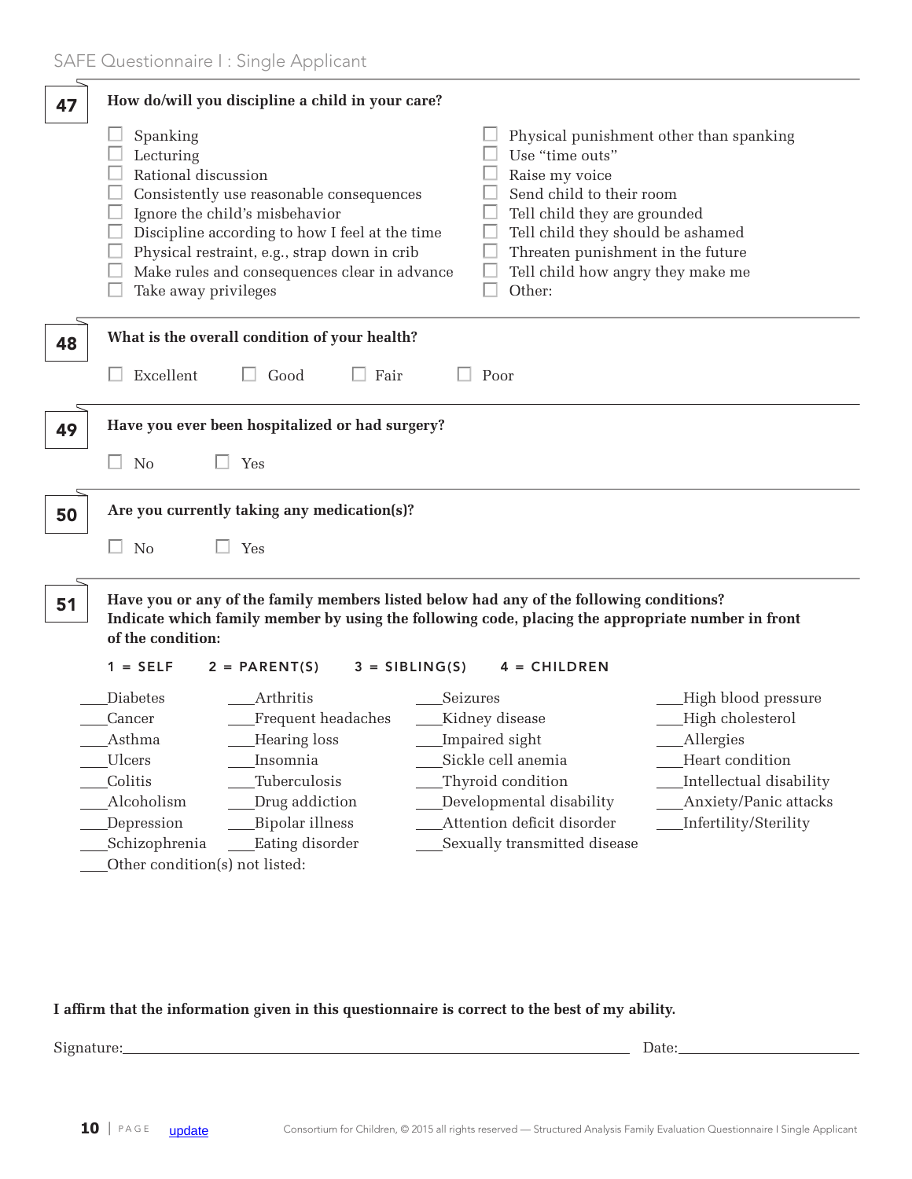SAFE Questionnaire I : Single Applicant

**47** **How do/will you discipline a child in your care?**

- ☐ Spanking
- ☐ Lecturing
- ☐ Rational discussion
- ☐ Consistently use reasonable consequences
- ☐ Ignore the child's misbehavior
- ☐ Discipline according to how I feel at the time
- ☐ Physical restraint, e.g., strap down in crib
- ☐ Make rules and consequences clear in advance
- ☐ Take away privileges
- ☐ Physical punishment other than spanking
- ☐ Use "time outs"
- ☐ Raise my voice
- ☐ Send child to their room
- ☐ Tell child they are grounded
- ☐ Tell child they should be ashamed
- ☐ Threaten punishment in the future
- ☐ Tell child how angry they make me
- ☐ Other:

**48** **What is the overall condition of your health?**

☐ Excellent ☐ Good ☐ Fair ☐ Poor

**49** **Have you ever been hospitalized or had surgery?**

☐ No ☐ Yes

**50** **Are you currently taking any medication(s)?**

☐ No ☐ Yes

**51** **Have you or any of the family members listed below had any of the following conditions? Indicate which family member by using the following code, placing the appropriate number in front of the condition:**

1 = SELF 2 = PARENT(S) 3 = SIBLING(S) 4 = CHILDREN

| | | | |
|---|---|---|---|
| ___Diabetes | ___Arthritis | ___Seizures | ___High blood pressure |
| ___Cancer | ___Frequent headaches | ___Kidney disease | ___High cholesterol |
| ___Asthma | ___Hearing loss | ___Impaired sight | ___Allergies |
| ___Ulcers | ___Insomnia | ___Sickle cell anemia | ___Heart condition |
| ___Colitis | ___Tuberculosis | ___Thyroid condition | ___Intellectual disability |
| ___Alcoholism | ___Drug addiction | ___Developmental disability | ___Anxiety/Panic attacks |
| ___Depression | ___Bipolar illness | ___Attention deficit disorder | ___Infertility/Sterility |
| ___Schizophrenia | ___Eating disorder | ___Sexually transmitted disease | |

___Other condition(s) not listed:

**I affirm that the information given in this questionnaire is correct to the best of my ability.**

Signature:______________________________ Date:______________

update

Consortium for Children, © 2015 all rights reserved — Structured Analysis Family Evaluation Questionnaire I Single Applicant